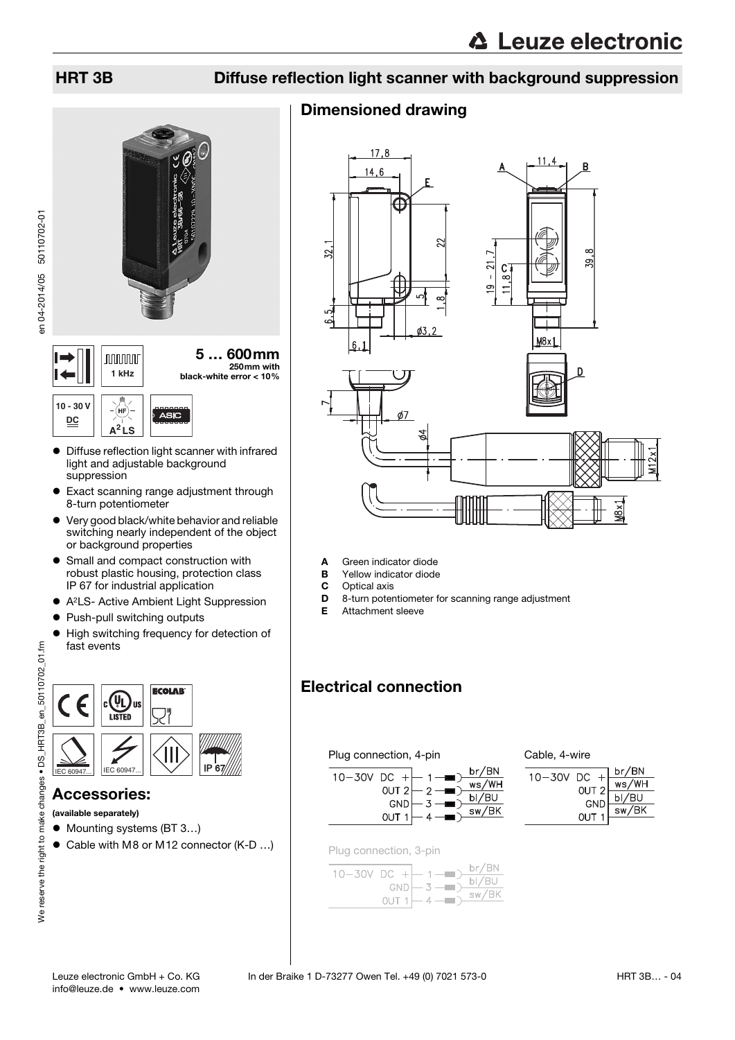# HRT 3B Diffuse reflection light scanner with background suppression

**5 … 600mm**
250mm with black-white error < 10%

1 kHz

10 - 30 V DC

A²LS

ASIC

- Diffuse reflection light scanner with infrared light and adjustable background suppression
- Exact scanning range adjustment through 8-turn potentiometer
- Very good black/white behavior and reliable switching nearly independent of the object or background properties
- Small and compact construction with robust plastic housing, protection class IP 67 for industrial application
- A²LS- Active Ambient Light Suppression
- Push-pull switching outputs
- High switching frequency for detection of fast events

IEC 60947... IEC 60947... IP 67

## Accessories:

**(available separately)**

- Mounting systems (BT 3…)
- Cable with M8 or M12 connector (K-D …)

## Dimensioned drawing

- **A** Green indicator diode
- **B** Yellow indicator diode
- **C** Optical axis
- **D** 8-turn potentiometer for scanning range adjustment
- **E** Attachment sleeve

## Electrical connection

Plug connection, 4-pin

| | Pin | Wire |
|---|---|---|
| 10−30V DC + | 1 | br/BN |
| OUT 2 | 2 | ws/WH |
| GND | 3 | bl/BU |
| OUT 1 | 4 | sw/BK |

Cable, 4-wire

| | Wire |
|---|---|
| 10−30V DC + | br/BN |
| OUT 2 | ws/WH |
| GND | bl/BU |
| OUT 1 | sw/BK |

Plug connection, 3-pin

| | Pin | Wire |
|---|---|---|
| 10−30V DC + | 1 | br/BN |
| GND | 3 | bl/BU |
| OUT 1 | 4 | sw/BK |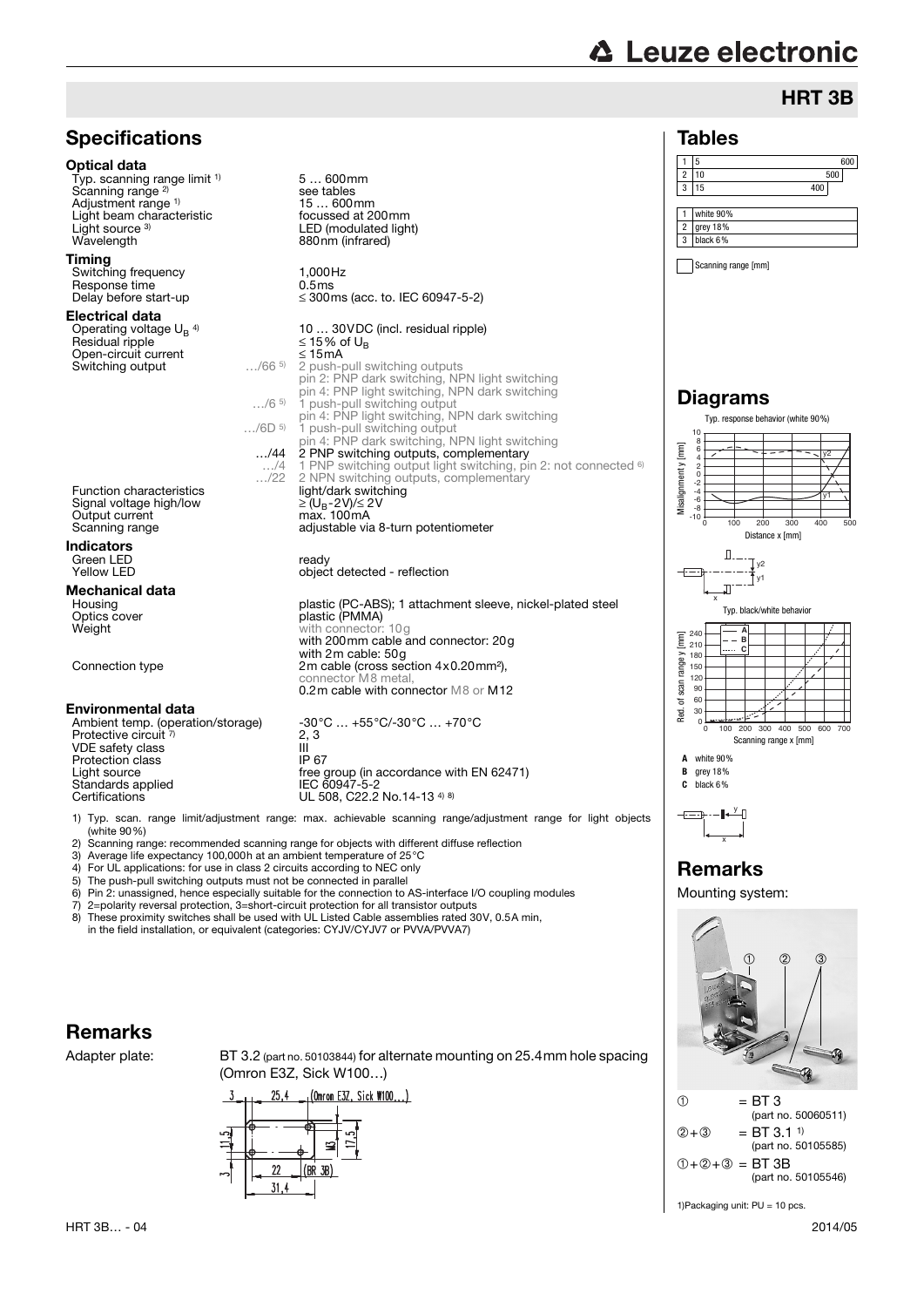# HRT 3B

## Specifications

### Optical data

| | |
|---|---|
| Typ. scanning range limit [1] | 5 … 600mm |
| Scanning range [2] | see tables |
| Adjustment range [1] | 15 … 600mm |
| Light beam characteristic | focussed at 200mm |
| Light source [3] | LED (modulated light) |
| Wavelength | 880nm (infrared) |

### Timing

| | |
|---|---|
| Switching frequency | 1,000Hz |
| Response time | 0.5ms |
| Delay before start-up | ≤ 300ms (acc. to IEC 60947-5-2) |

### Electrical data

| | | |
|---|---|---|
| Operating voltage $U_B$ [4] | | 10 … 30VDC (incl. residual ripple) |
| Residual ripple | | ≤ 15% of $U_B$ |
| Open-circuit current | | ≤ 15mA |
| Switching output | …/66 [5] | 2 push-pull switching outputs<br>pin 2: PNP dark switching, NPN light switching<br>pin 4: PNP light switching, NPN dark switching |
| | …/6 [5] | 1 push-pull switching output<br>pin 4: PNP light switching, NPN dark switching |
| | …/6D [5] | 1 push-pull switching output<br>pin 4: PNP dark switching, NPN light switching |
| | …/44 | 2 PNP switching outputs, complementary |
| | …/4 | 1 PNP switching output light switching, pin 2: not connected [6] |
| | …/22 | 2 NPN switching outputs, complementary |
| Function characteristics | | light/dark switching |
| Signal voltage high/low | | ≥ ($U_B$-2V)/≤ 2V |
| Output current | | max. 100mA |
| Scanning range | | adjustable via 8-turn potentiometer |

### Indicators

| | |
|---|---|
| Green LED | ready |
| Yellow LED | object detected - reflection |

### Mechanical data

| | |
|---|---|
| Housing | plastic (PC-ABS); 1 attachment sleeve, nickel-plated steel |
| Optics cover | plastic (PMMA) |
| Weight | with connector: 10g<br>with 200mm cable and connector: 20g<br>with 2m cable: 50g |
| Connection type | 2m cable (cross section 4x0.20mm²),<br>connector M8 metal,<br>0.2m cable with connector M8 or M12 |

### Environmental data

| | |
|---|---|
| Ambient temp. (operation/storage) | -30°C … +55°C/-30°C … +70°C |
| Protective circuit [7] | 2, 3 |
| VDE safety class | III |
| Protection class | IP 67 |
| Light source | free group (in accordance with EN 62471) |
| Standards applied | IEC 60947-5-2 |
| Certifications | UL 508, C22.2 No.14-13 [4) 8)] |

1) Typ. scan. range limit/adjustment range: max. achievable scanning range/adjustment range for light objects (white 90%)
2) Scanning range: recommended scanning range for objects with different diffuse reflection
3) Average life expectancy 100,000h at an ambient temperature of 25°C
4) For UL applications: for use in class 2 circuits according to NEC only
5) The push-pull switching outputs must not be connected in parallel
6) Pin 2: unassigned, hence especially suitable for the connection to AS-interface I/O coupling modules
7) 2=polarity reversal protection, 3=short-circuit protection for all transistor outputs
8) These proximity switches shall be used with UL Listed Cable assemblies rated 30V, 0.5A min, in the field installation, or equivalent (categories: CYJV/CYJV7 or PVVA/PVVA7)

## Remarks

Adapter plate: BT 3.2 (part no. 50103844) for alternate mounting on 25.4mm hole spacing (Omron E3Z, Sick W100…)

## Tables

| | Scanning range [mm] |
|---|---|
| 1 | 5 … 600 |
| 2 | 10 … 500 |
| 3 | 15 … 400 |

| | |
|---|---|
| 1 | white 90% |
| 2 | grey 18% |
| 3 | black 6% |

Scanning range [mm]

## Diagrams

Typ. response behavior (white 90%)

Typ. black/white behavior

**A** white 90%
**B** grey 18%
**C** black 6%

## Remarks

Mounting system:

① = BT 3 (part no. 50060511)
②+③ = BT 3.1 [1] (part no. 50105585)
①+②+③ = BT 3B (part no. 50105546)

1)Packaging unit: PU = 10 pcs.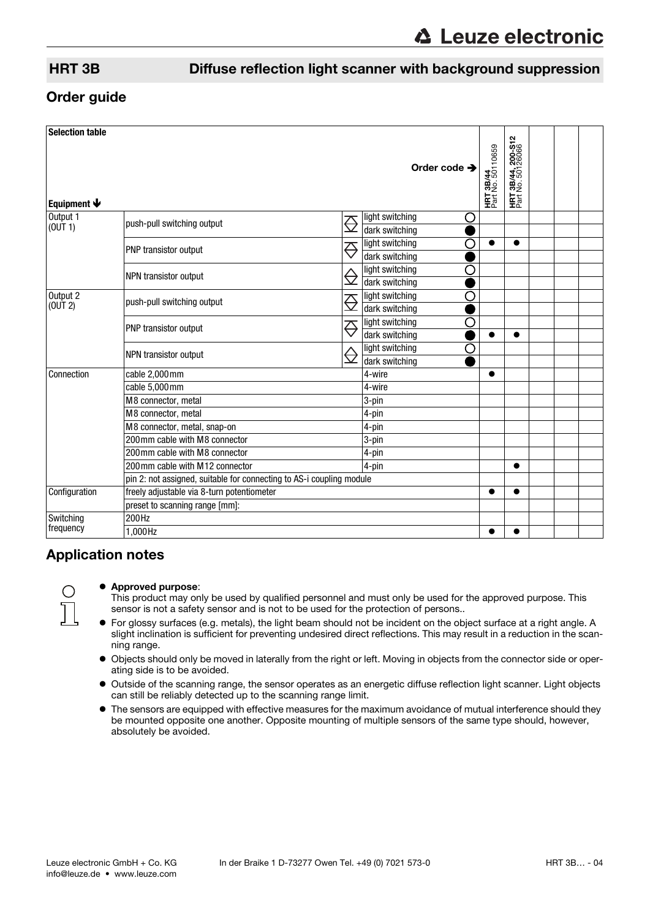## HRT 3B Diffuse reflection light scanner with background suppression

## Order guide

| Selection table | | | | HRT 3B/44 Part No. 50110659 | HRT 3B/44, 200-S12 Part No. 50126066 | | | |
|---|---|---|---|---|---|---|---|---|
| Equipment ↓ | | | Order code → | | | | | |
| Output 1 (OUT 1) | push-pull switching output | light switching | ○ | | | | | |
| | | dark switching | ● | | | | | |
| | PNP transistor output | light switching | ○ | ● | ● | | | |
| | | dark switching | ● | | | | | |
| | NPN transistor output | light switching | ○ | | | | | |
| | | dark switching | ● | | | | | |
| Output 2 (OUT 2) | push-pull switching output | light switching | ○ | | | | | |
| | | dark switching | ● | | | | | |
| | PNP transistor output | light switching | ○ | | | | | |
| | | dark switching | ● | ● | ● | | | |
| | NPN transistor output | light switching | ○ | | | | | |
| | | dark switching | ● | | | | | |
| Connection | cable 2,000mm | 4-wire | | ● | | | | |
| | cable 5,000mm | 4-wire | | | | | | |
| | M8 connector, metal | 3-pin | | | | | | |
| | M8 connector, metal | 4-pin | | | | | | |
| | M8 connector, metal, snap-on | 4-pin | | | | | | |
| | 200mm cable with M8 connector | 3-pin | | | | | | |
| | 200mm cable with M8 connector | 4-pin | | | | | | |
| | 200mm cable with M12 connector | 4-pin | | | ● | | | |
| | pin 2: not assigned, suitable for connecting to AS-i coupling module | | | | | | | |
| Configuration | freely adjustable via 8-turn potentiometer | | | ● | ● | | | |
| | preset to scanning range [mm]: | | | | | | | |
| Switching frequency | 200Hz | | | | | | | |
| | 1,000Hz | | | ● | ● | | | |

## Application notes

- **Approved purpose**:
  This product may only be used by qualified personnel and must only be used for the approved purpose. This sensor is not a safety sensor and is not to be used for the protection of persons..
- For glossy surfaces (e.g. metals), the light beam should not be incident on the object surface at a right angle. A slight inclination is sufficient for preventing undesired direct reflections. This may result in a reduction in the scanning range.
- Objects should only be moved in laterally from the right or left. Moving in objects from the connector side or operating side is to be avoided.
- Outside of the scanning range, the sensor operates as an energetic diffuse reflection light scanner. Light objects can still be reliably detected up to the scanning range limit.
- The sensors are equipped with effective measures for the maximum avoidance of mutual interference should they be mounted opposite one another. Opposite mounting of multiple sensors of the same type should, however, absolutely be avoided.